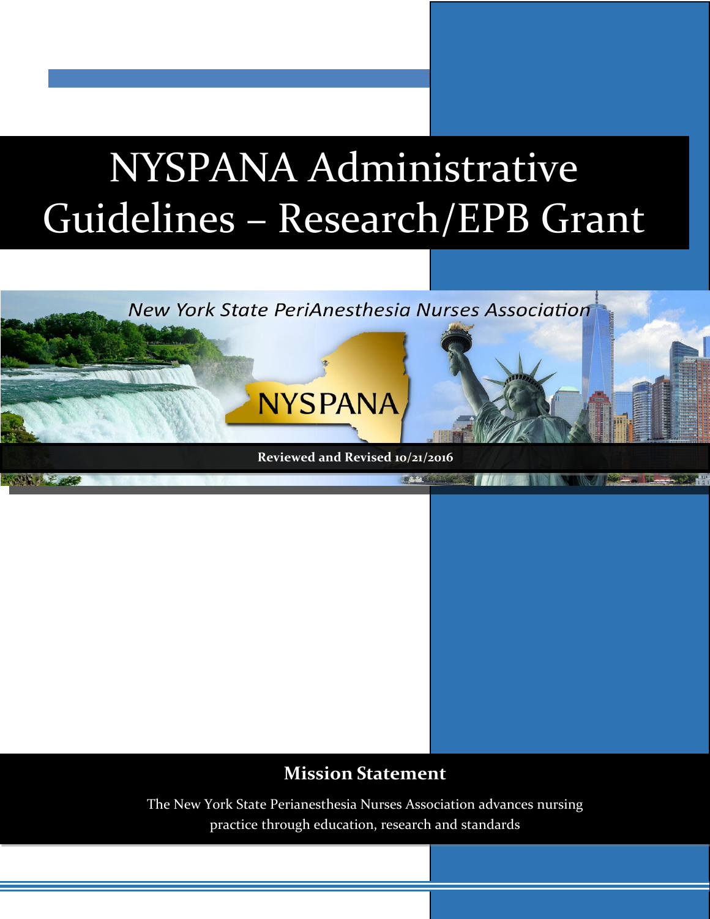# NYSPANA Administrative Guidelines – Research/EPB Grant

*New York State PeriAnesthesia Nurses Association*

NYSPANA

**Reviewed and Revised 10/21/2016**

## Mission Statement

The New York State Perianesthesia Nurses Association advances nursing practice through education, research and standards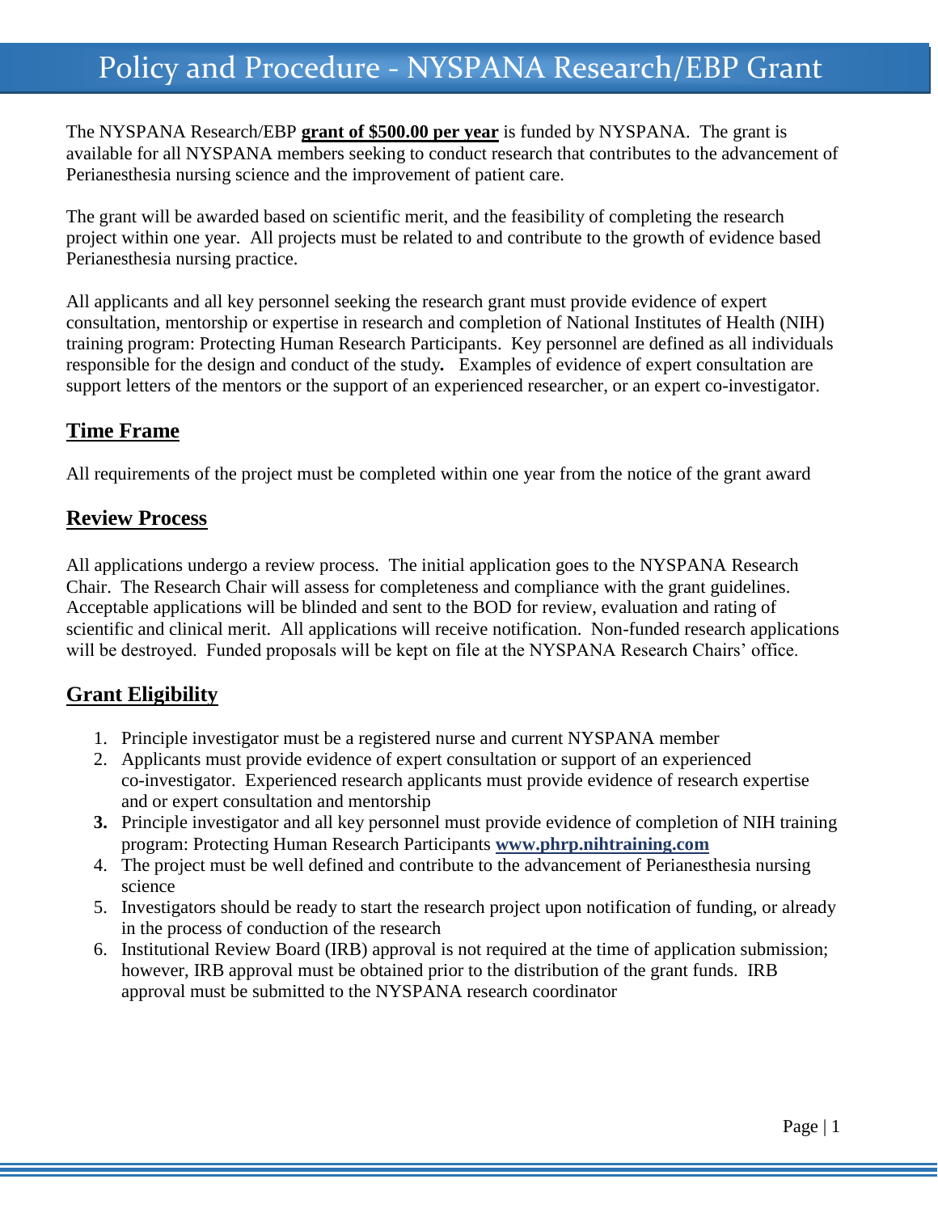# Policy and Procedure - NYSPANA Research/EBP Grant

The NYSPANA Research/EBP **grant of $500.00 per year** is funded by NYSPANA. The grant is available for all NYSPANA members seeking to conduct research that contributes to the advancement of Perianesthesia nursing science and the improvement of patient care.

The grant will be awarded based on scientific merit, and the feasibility of completing the research project within one year. All projects must be related to and contribute to the growth of evidence based Perianesthesia nursing practice.

All applicants and all key personnel seeking the research grant must provide evidence of expert consultation, mentorship or expertise in research and completion of National Institutes of Health (NIH) training program: Protecting Human Research Participants. Key personnel are defined as all individuals responsible for the design and conduct of the study**.** Examples of evidence of expert consultation are support letters of the mentors or the support of an experienced researcher, or an expert co-investigator.

## Time Frame

All requirements of the project must be completed within one year from the notice of the grant award

## Review Process

All applications undergo a review process. The initial application goes to the NYSPANA Research Chair. The Research Chair will assess for completeness and compliance with the grant guidelines. Acceptable applications will be blinded and sent to the BOD for review, evaluation and rating of scientific and clinical merit. All applications will receive notification. Non-funded research applications will be destroyed. Funded proposals will be kept on file at the NYSPANA Research Chairs' office.

## Grant Eligibility

1. Principle investigator must be a registered nurse and current NYSPANA member
2. Applicants must provide evidence of expert consultation or support of an experienced co-investigator. Experienced research applicants must provide evidence of research expertise and or expert consultation and mentorship
3. Principle investigator and all key personnel must provide evidence of completion of NIH training program: Protecting Human Research Participants **www.phrp.nihtraining.com**
4. The project must be well defined and contribute to the advancement of Perianesthesia nursing science
5. Investigators should be ready to start the research project upon notification of funding, or already in the process of conduction of the research
6. Institutional Review Board (IRB) approval is not required at the time of application submission; however, IRB approval must be obtained prior to the distribution of the grant funds. IRB approval must be submitted to the NYSPANA research coordinator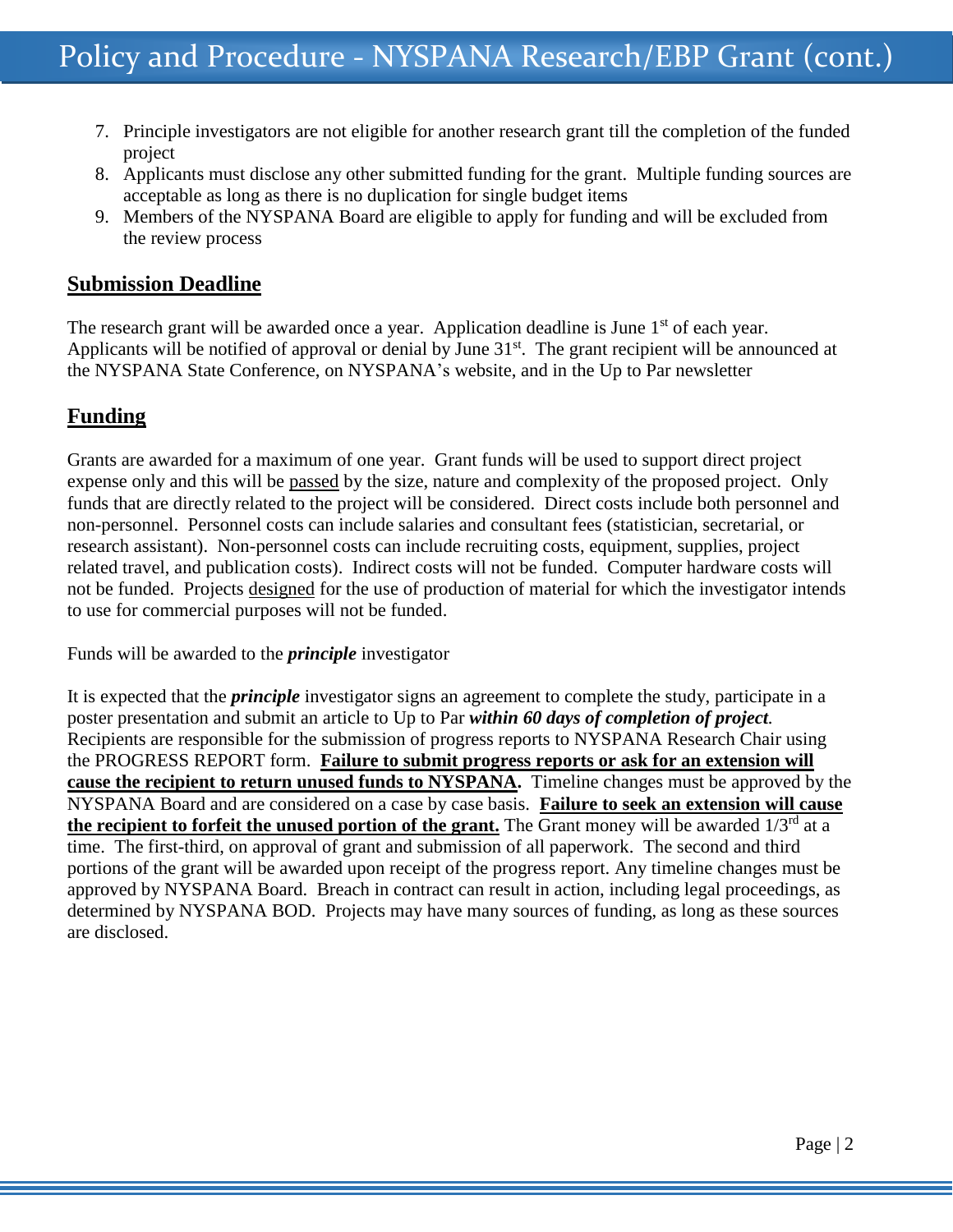7. Principle investigators are not eligible for another research grant till the completion of the funded project
8. Applicants must disclose any other submitted funding for the grant. Multiple funding sources are acceptable as long as there is no duplication for single budget items
9. Members of the NYSPANA Board are eligible to apply for funding and will be excluded from the review process

## Submission Deadline

The research grant will be awarded once a year. Application deadline is June 1st of each year. Applicants will be notified of approval or denial by June 31st. The grant recipient will be announced at the NYSPANA State Conference, on NYSPANA's website, and in the Up to Par newsletter

## Funding

Grants are awarded for a maximum of one year. Grant funds will be used to support direct project expense only and this will be passed by the size, nature and complexity of the proposed project. Only funds that are directly related to the project will be considered. Direct costs include both personnel and non-personnel. Personnel costs can include salaries and consultant fees (statistician, secretarial, or research assistant). Non-personnel costs can include recruiting costs, equipment, supplies, project related travel, and publication costs). Indirect costs will not be funded. Computer hardware costs will not be funded. Projects designed for the use of production of material for which the investigator intends to use for commercial purposes will not be funded.

Funds will be awarded to the ***principle*** investigator

It is expected that the ***principle*** investigator signs an agreement to complete the study, participate in a poster presentation and submit an article to Up to Par ***within 60 days of completion of project***. Recipients are responsible for the submission of progress reports to NYSPANA Research Chair using the PROGRESS REPORT form. **Failure to submit progress reports or ask for an extension will cause the recipient to return unused funds to NYSPANA.** Timeline changes must be approved by the NYSPANA Board and are considered on a case by case basis. **Failure to seek an extension will cause the recipient to forfeit the unused portion of the grant.** The Grant money will be awarded 1/3rd at a time. The first-third, on approval of grant and submission of all paperwork. The second and third portions of the grant will be awarded upon receipt of the progress report. Any timeline changes must be approved by NYSPANA Board. Breach in contract can result in action, including legal proceedings, as determined by NYSPANA BOD. Projects may have many sources of funding, as long as these sources are disclosed.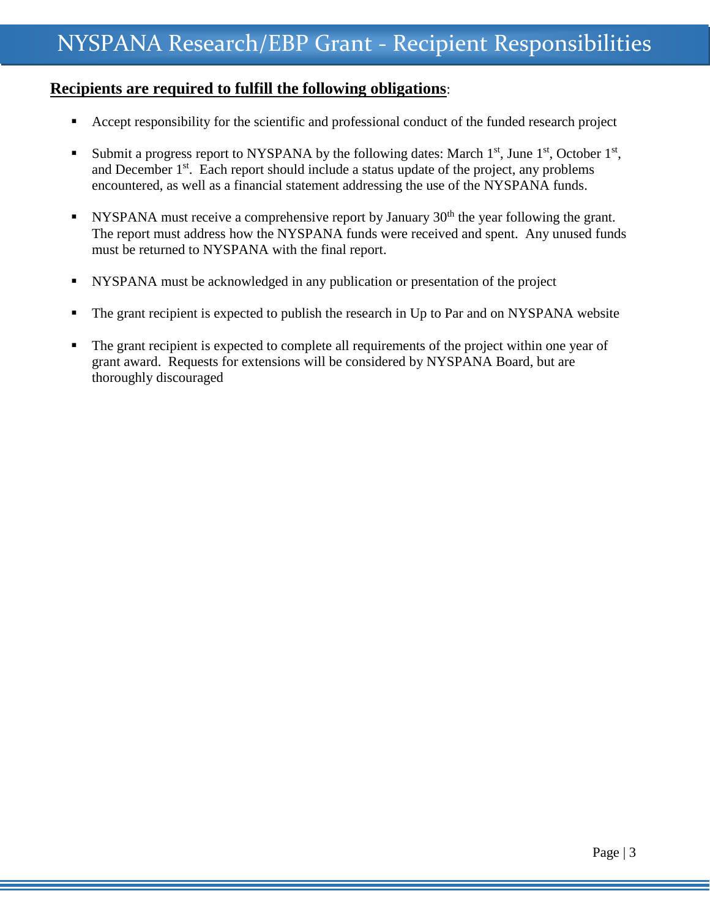# NYSPANA Research/EBP Grant - Recipient Responsibilities

**Recipients are required to fulfill the following obligations**:

- Accept responsibility for the scientific and professional conduct of the funded research project
- Submit a progress report to NYSPANA by the following dates: March 1st, June 1st, October 1st, and December 1st. Each report should include a status update of the project, any problems encountered, as well as a financial statement addressing the use of the NYSPANA funds.
- NYSPANA must receive a comprehensive report by January 30th the year following the grant. The report must address how the NYSPANA funds were received and spent. Any unused funds must be returned to NYSPANA with the final report.
- NYSPANA must be acknowledged in any publication or presentation of the project
- The grant recipient is expected to publish the research in Up to Par and on NYSPANA website
- The grant recipient is expected to complete all requirements of the project within one year of grant award. Requests for extensions will be considered by NYSPANA Board, but are thoroughly discouraged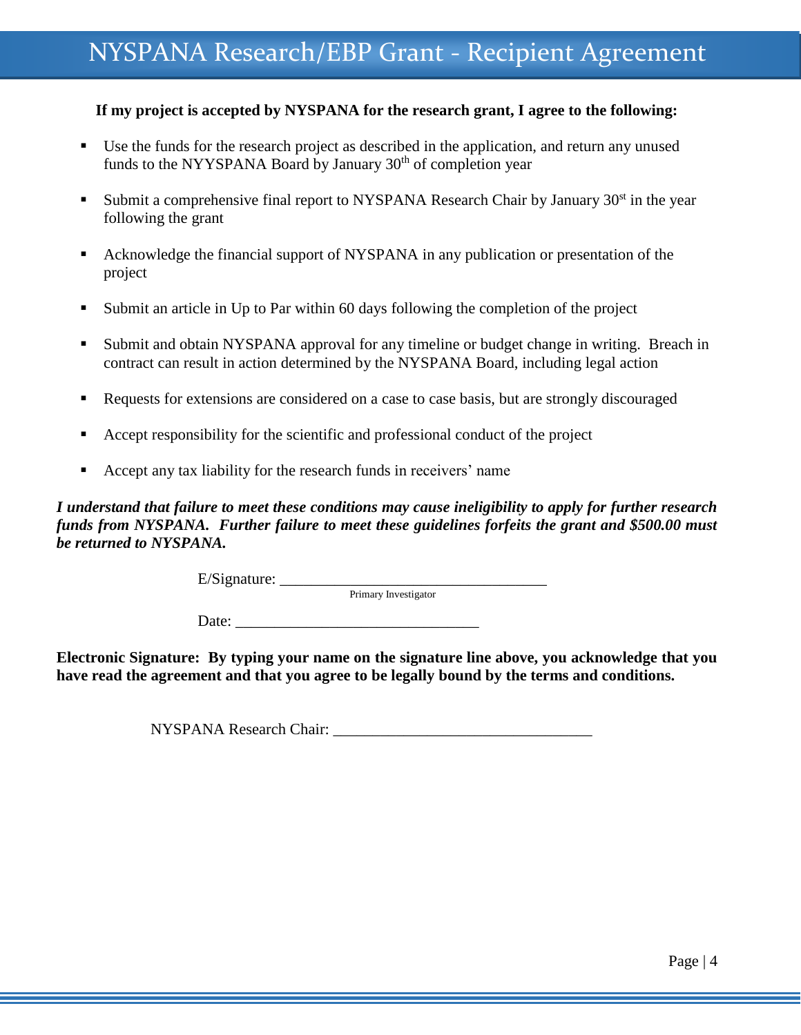# NYSPANA Research/EBP Grant - Recipient Agreement

**If my project is accepted by NYSPANA for the research grant, I agree to the following:**

- Use the funds for the research project as described in the application, and return any unused funds to the NYYSPANA Board by January 30th of completion year
- Submit a comprehensive final report to NYSPANA Research Chair by January 30st in the year following the grant
- Acknowledge the financial support of NYSPANA in any publication or presentation of the project
- Submit an article in Up to Par within 60 days following the completion of the project
- Submit and obtain NYSPANA approval for any timeline or budget change in writing. Breach in contract can result in action determined by the NYSPANA Board, including legal action
- Requests for extensions are considered on a case to case basis, but are strongly discouraged
- Accept responsibility for the scientific and professional conduct of the project
- Accept any tax liability for the research funds in receivers' name

***I understand that failure to meet these conditions may cause ineligibility to apply for further research funds from NYSPANA. Further failure to meet these guidelines forfeits the grant and $500.00 must be returned to NYSPANA.***

E/Signature: ___________________________________
Primary Investigator

Date: ________________________________

**Electronic Signature: By typing your name on the signature line above, you acknowledge that you have read the agreement and that you agree to be legally bound by the terms and conditions.**

NYSPANA Research Chair: __________________________________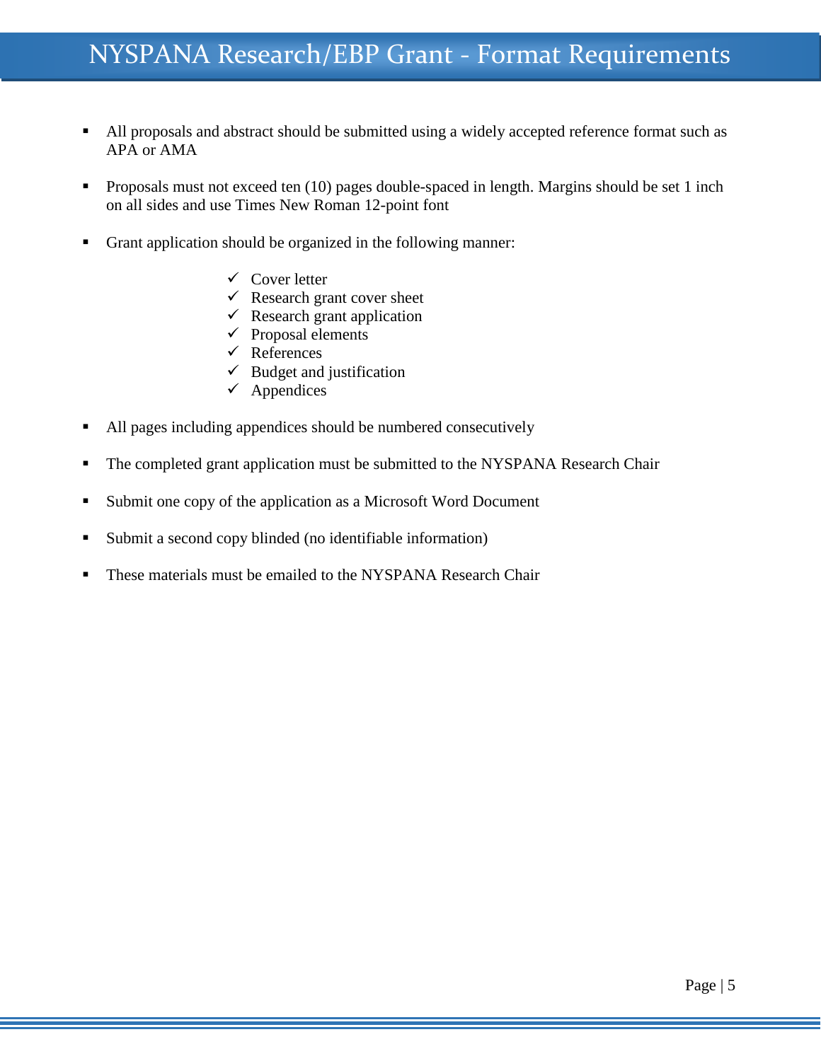# NYSPANA Research/EBP Grant - Format Requirements

- All proposals and abstract should be submitted using a widely accepted reference format such as APA or AMA
- Proposals must not exceed ten (10) pages double-spaced in length. Margins should be set 1 inch on all sides and use Times New Roman 12-point font
- Grant application should be organized in the following manner:
  - ✓ Cover letter
  - ✓ Research grant cover sheet
  - ✓ Research grant application
  - ✓ Proposal elements
  - ✓ References
  - ✓ Budget and justification
  - ✓ Appendices
- All pages including appendices should be numbered consecutively
- The completed grant application must be submitted to the NYSPANA Research Chair
- Submit one copy of the application as a Microsoft Word Document
- Submit a second copy blinded (no identifiable information)
- These materials must be emailed to the NYSPANA Research Chair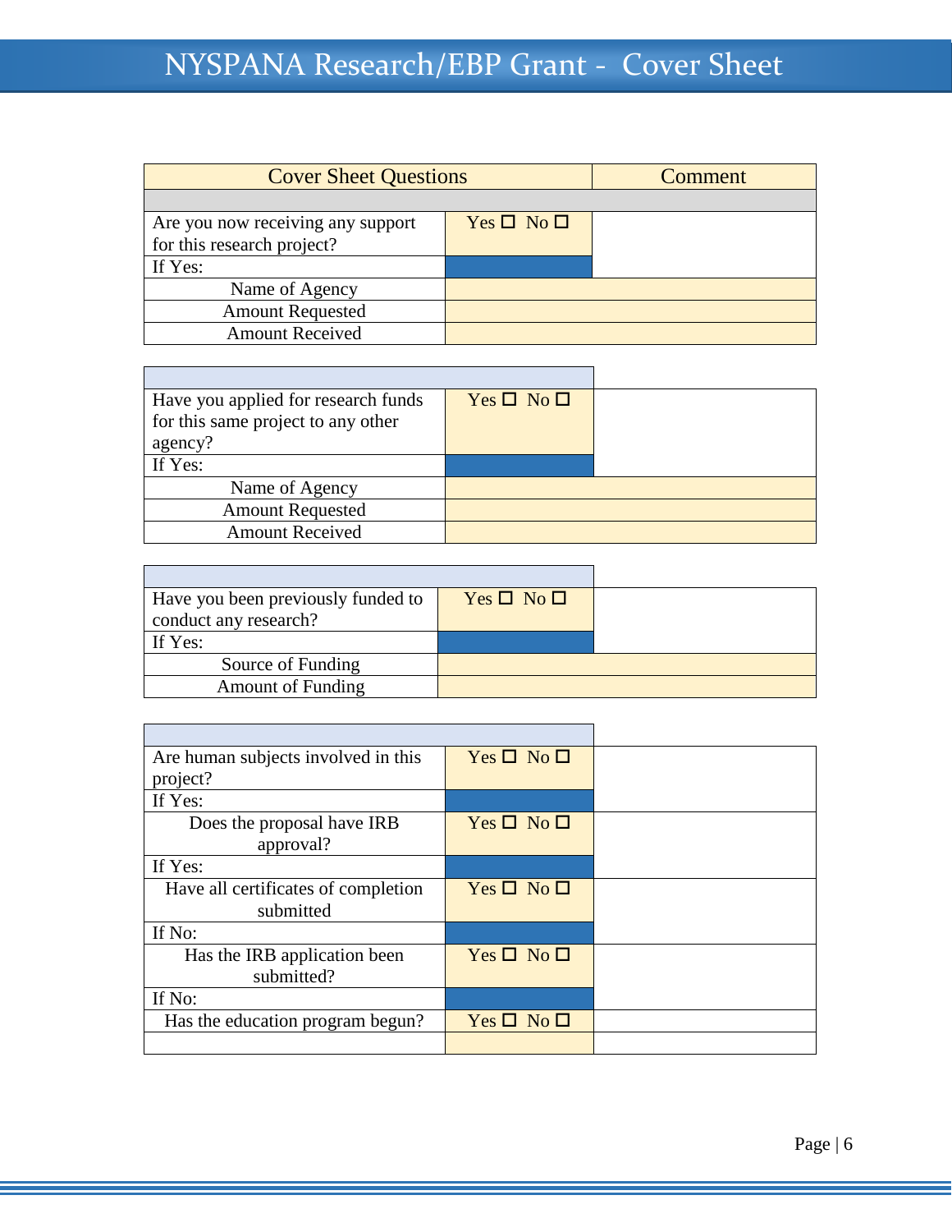# NYSPANA Research/EBP Grant - Cover Sheet

| Cover Sheet Questions | | Comment |
|---|---|---|
| | | |
| Are you now receiving any support for this research project? | Yes ☐ No ☐ | |
| If Yes: | | |
| Name of Agency | | |
| Amount Requested | | |
| Amount Received | | |

| | | |
|---|---|---|
| Have you applied for research funds for this same project to any other agency? | Yes ☐ No ☐ | |
| If Yes: | | |
| Name of Agency | | |
| Amount Requested | | |
| Amount Received | | |

| | | |
|---|---|---|
| Have you been previously funded to conduct any research? | Yes ☐ No ☐ | |
| If Yes: | | |
| Source of Funding | | |
| Amount of Funding | | |

| | | |
|---|---|---|
| Are human subjects involved in this project? | Yes ☐ No ☐ | |
| If Yes: | | |
| Does the proposal have IRB approval? | Yes ☐ No ☐ | |
| If Yes: | | |
| Have all certificates of completion submitted | Yes ☐ No ☐ | |
| If No: | | |
| Has the IRB application been submitted? | Yes ☐ No ☐ | |
| If No: | | |
| Has the education program begun? | Yes ☐ No ☐ | |
| | | |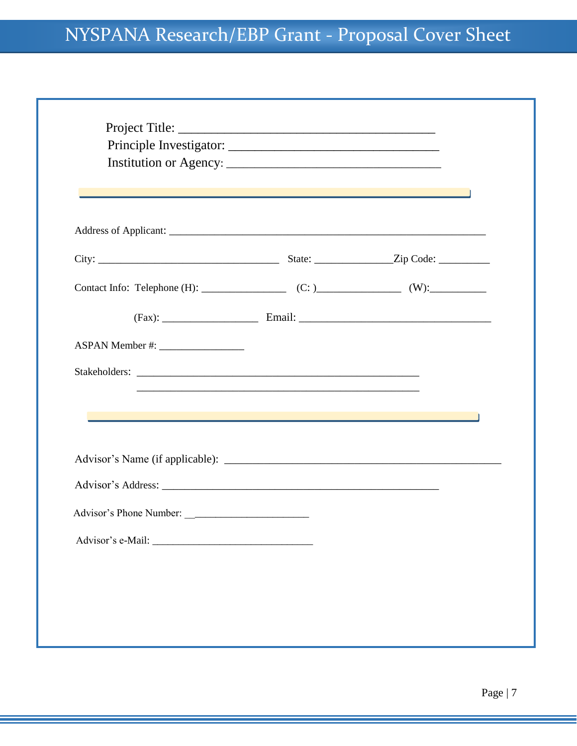# NYSPANA Research/EBP Grant - Proposal Cover Sheet

Project Title: ________________________________________

Principle Investigator: ________________________________

Institution or Agency: _________________________________

---

Address of Applicant: ____________________________________________________

City: ____________________________ State: ____________Zip Code: _________

Contact Info: Telephone (H): ______________ (C: )______________ (W):__________

(Fax): ________________ Email: ________________________________

ASPAN Member #: ______________

Stakeholders: _____________________________________________

_____________________________________________

---

Advisor's Name (if applicable): ___________________________________________

Advisor's Address: ___________________________________________

Advisor's Phone Number: ______________________

Advisor's e-Mail: ____________________________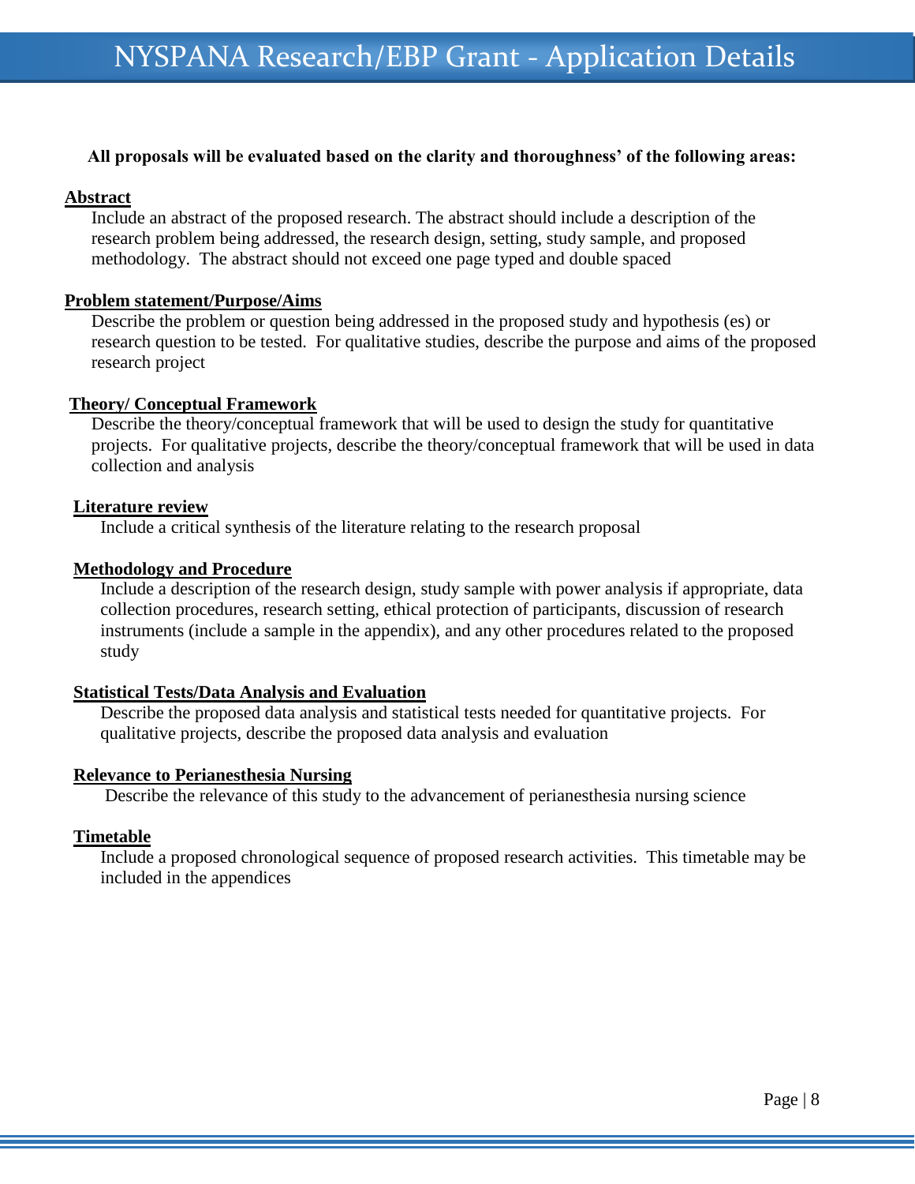# NYSPANA Research/EBP Grant - Application Details

**All proposals will be evaluated based on the clarity and thoroughness' of the following areas:**

**Abstract**

Include an abstract of the proposed research. The abstract should include a description of the research problem being addressed, the research design, setting, study sample, and proposed methodology. The abstract should not exceed one page typed and double spaced

**Problem statement/Purpose/Aims**

Describe the problem or question being addressed in the proposed study and hypothesis (es) or research question to be tested. For qualitative studies, describe the purpose and aims of the proposed research project

**Theory/ Conceptual Framework**

Describe the theory/conceptual framework that will be used to design the study for quantitative projects. For qualitative projects, describe the theory/conceptual framework that will be used in data collection and analysis

**Literature review**

Include a critical synthesis of the literature relating to the research proposal

**Methodology and Procedure**

Include a description of the research design, study sample with power analysis if appropriate, data collection procedures, research setting, ethical protection of participants, discussion of research instruments (include a sample in the appendix), and any other procedures related to the proposed study

**Statistical Tests/Data Analysis and Evaluation**

Describe the proposed data analysis and statistical tests needed for quantitative projects. For qualitative projects, describe the proposed data analysis and evaluation

**Relevance to Perianesthesia Nursing**

Describe the relevance of this study to the advancement of perianesthesia nursing science

**Timetable**

Include a proposed chronological sequence of proposed research activities. This timetable may be included in the appendices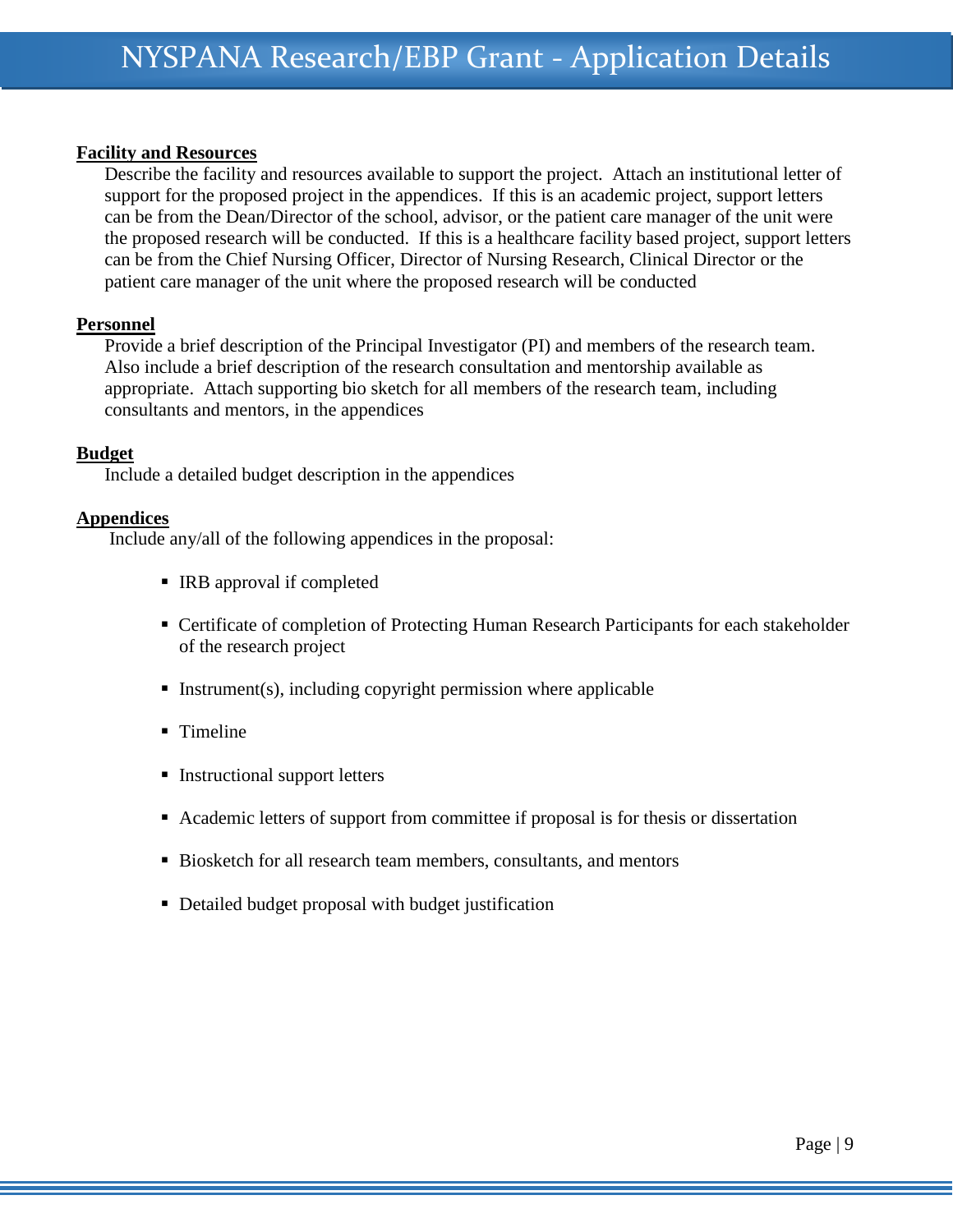## Facility and Resources

Describe the facility and resources available to support the project. Attach an institutional letter of support for the proposed project in the appendices. If this is an academic project, support letters can be from the Dean/Director of the school, advisor, or the patient care manager of the unit were the proposed research will be conducted. If this is a healthcare facility based project, support letters can be from the Chief Nursing Officer, Director of Nursing Research, Clinical Director or the patient care manager of the unit where the proposed research will be conducted

## Personnel

Provide a brief description of the Principal Investigator (PI) and members of the research team. Also include a brief description of the research consultation and mentorship available as appropriate. Attach supporting bio sketch for all members of the research team, including consultants and mentors, in the appendices

## Budget

Include a detailed budget description in the appendices

## Appendices

Include any/all of the following appendices in the proposal:

- IRB approval if completed
- Certificate of completion of Protecting Human Research Participants for each stakeholder of the research project
- Instrument(s), including copyright permission where applicable
- Timeline
- Instructional support letters
- Academic letters of support from committee if proposal is for thesis or dissertation
- Biosketch for all research team members, consultants, and mentors
- Detailed budget proposal with budget justification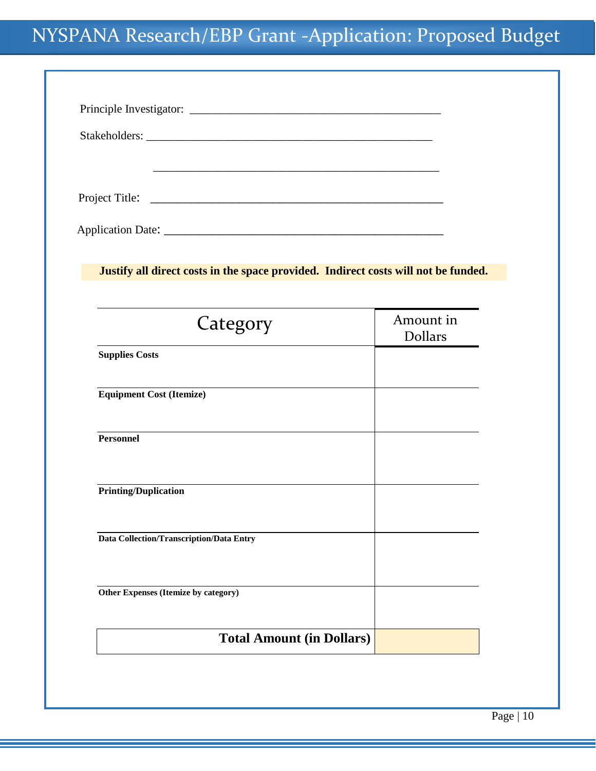# NYSPANA Research/EBP Grant -Application: Proposed Budget

Principle Investigator: ____________________________________________

Stakeholders: __________________________________________________

__________________________________________________

Project Title: ___________________________________________________

Application Date: ________________________________________________

**Justify all direct costs in the space provided. Indirect costs will not be funded.**

| Category | Amount in Dollars |
|---|---|
| **Supplies Costs** | |
| **Equipment Cost (Itemize)** | |
| **Personnel** | |
| **Printing/Duplication** | |
| **Data Collection/Transcription/Data Entry** | |
| **Other Expenses (Itemize by category)** | |
| **Total Amount (in Dollars)** | |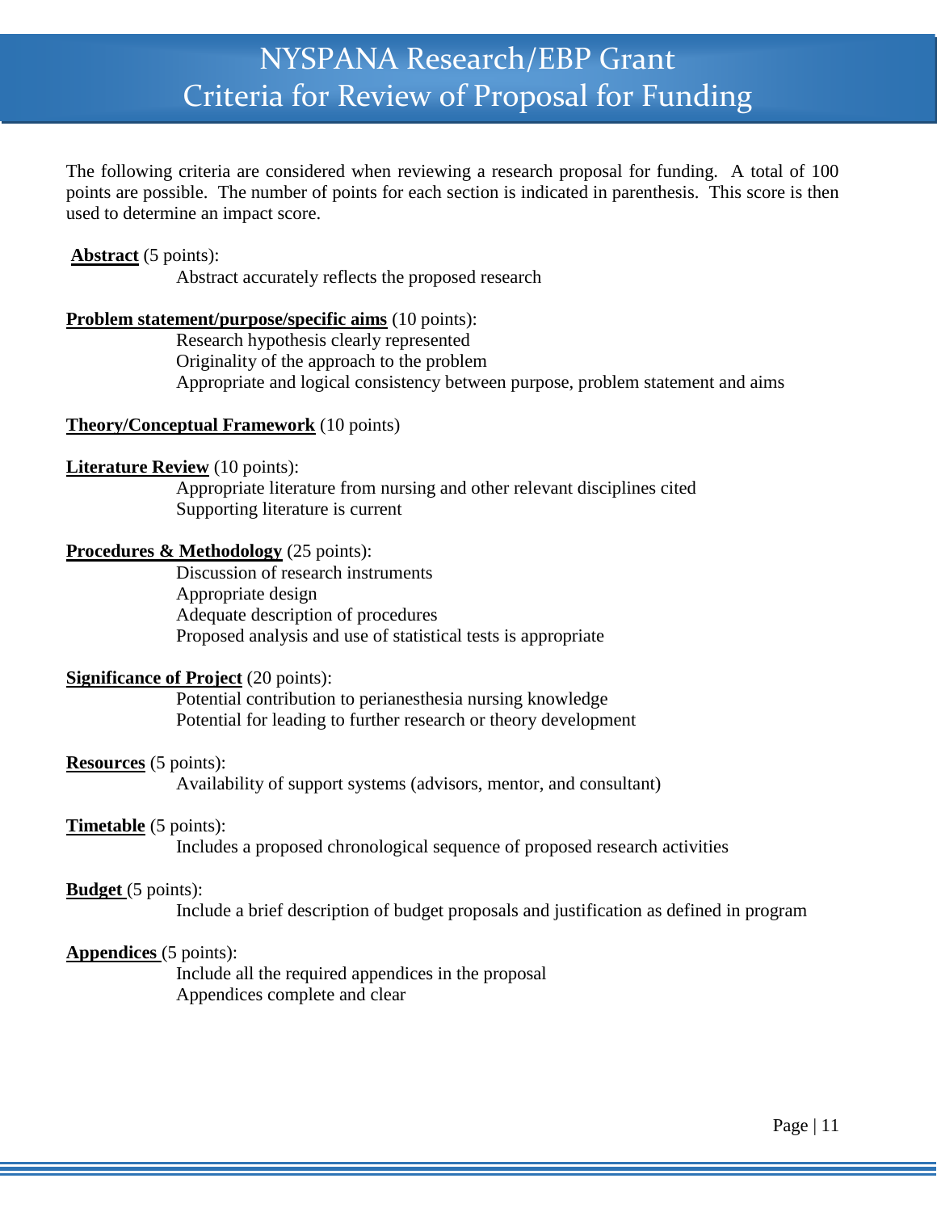# NYSPANA Research/EBP Grant
# Criteria for Review of Proposal for Funding

The following criteria are considered when reviewing a research proposal for funding. A total of 100 points are possible. The number of points for each section is indicated in parenthesis. This score is then used to determine an impact score.

**Abstract** (5 points):

Abstract accurately reflects the proposed research

**Problem statement/purpose/specific aims** (10 points):

Research hypothesis clearly represented
Originality of the approach to the problem
Appropriate and logical consistency between purpose, problem statement and aims

**Theory/Conceptual Framework** (10 points)

**Literature Review** (10 points):

Appropriate literature from nursing and other relevant disciplines cited
Supporting literature is current

**Procedures & Methodology** (25 points):

Discussion of research instruments
Appropriate design
Adequate description of procedures
Proposed analysis and use of statistical tests is appropriate

**Significance of Project** (20 points):

Potential contribution to perianesthesia nursing knowledge
Potential for leading to further research or theory development

**Resources** (5 points):

Availability of support systems (advisors, mentor, and consultant)

**Timetable** (5 points):

Includes a proposed chronological sequence of proposed research activities

**Budget** (5 points):

Include a brief description of budget proposals and justification as defined in program

**Appendices** (5 points):

Include all the required appendices in the proposal
Appendices complete and clear